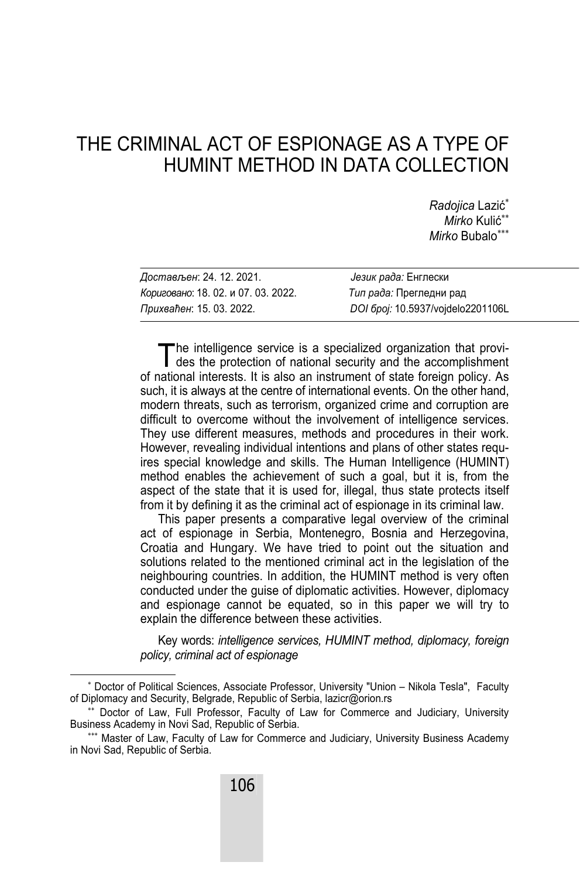# THE CRIMINAL ACT OF ESPIONAGE AS A TYPE OF HUMINT METHOD IN DATA COLLECTION

*Radojica* Lazić[*]
*Mirko* Kulić[**]
*Mirko* Bubalo[***]

| | |
|---|---|
| *Достављен*: 24. 12. 2021. | *Језик рада:* Енглески |
| *Кориговано*: 18. 02. и 07. 03. 2022. | *Тип рада:* Прегледни рад |
| *Прихваћен*: 15. 03. 2022. | *DOI број:* 10.5937/vojdelo2201106L |

The intelligence service is a specialized organization that provides the protection of national security and the accomplishment of national interests. It is also an instrument of state foreign policy. As such, it is always at the centre of international events. On the other hand, modern threats, such as terrorism, organized crime and corruption are difficult to overcome without the involvement of intelligence services. They use different measures, methods and procedures in their work. However, revealing individual intentions and plans of other states requires special knowledge and skills. The Human Intelligence (HUMINT) method enables the achievement of such a goal, but it is, from the aspect of the state that it is used for, illegal, thus state protects itself from it by defining it as the criminal act of espionage in its criminal law.

This paper presents a comparative legal overview of the criminal act of espionage in Serbia, Montenegro, Bosnia and Herzegovina, Croatia and Hungary. We have tried to point out the situation and solutions related to the mentioned criminal act in the legislation of the neighbouring countries. In addition, the HUMINT method is very often conducted under the guise of diplomatic activities. However, diplomacy and espionage cannot be equated, so in this paper we will try to explain the difference between these activities.

Key words: *intelligence services, HUMINT method, diplomacy, foreign policy, criminal act of espionage*

---

[*] Doctor of Political Sciences, Associate Professor, University "Union – Nikola Tesla", Faculty of Diplomacy and Security, Belgrade, Republic of Serbia, lazicr@orion.rs

[**] Doctor of Law, Full Professor, Faculty of Law for Commerce and Judiciary, University Business Academy in Novi Sad, Republic of Serbia.

[***] Master of Law, Faculty of Law for Commerce and Judiciary, University Business Academy in Novi Sad, Republic of Serbia.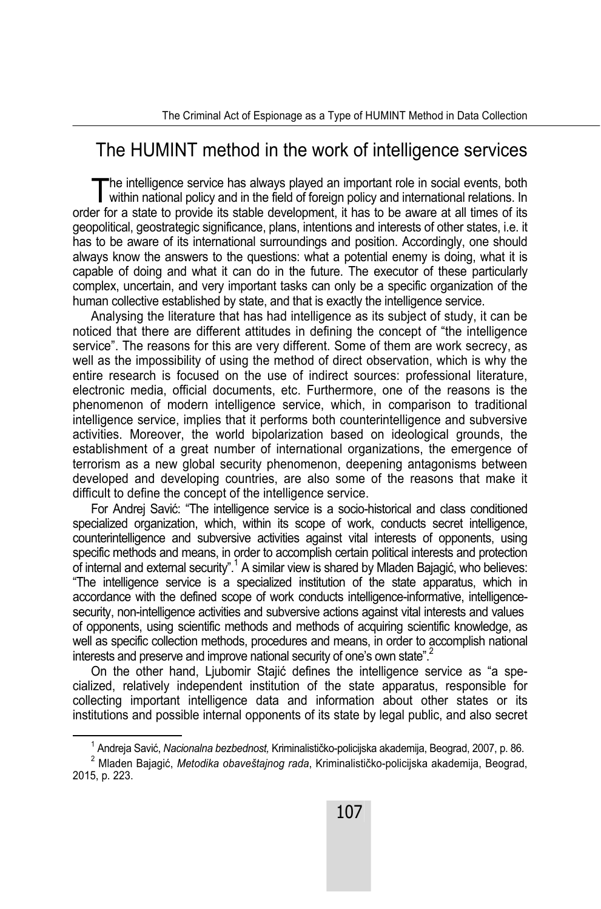## The HUMINT method in the work of intelligence services

The intelligence service has always played an important role in social events, both within national policy and in the field of foreign policy and international relations. In order for a state to provide its stable development, it has to be aware at all times of its geopolitical, geostrategic significance, plans, intentions and interests of other states, i.e. it has to be aware of its international surroundings and position. Accordingly, one should always know the answers to the questions: what a potential enemy is doing, what it is capable of doing and what it can do in the future. The executor of these particularly complex, uncertain, and very important tasks can only be a specific organization of the human collective established by state, and that is exactly the intelligence service.

Analysing the literature that has had intelligence as its subject of study, it can be noticed that there are different attitudes in defining the concept of "the intelligence service". The reasons for this are very different. Some of them are work secrecy, as well as the impossibility of using the method of direct observation, which is why the entire research is focused on the use of indirect sources: professional literature, electronic media, official documents, etc. Furthermore, one of the reasons is the phenomenon of modern intelligence service, which, in comparison to traditional intelligence service, implies that it performs both counterintelligence and subversive activities. Moreover, the world bipolarization based on ideological grounds, the establishment of a great number of international organizations, the emergence of terrorism as a new global security phenomenon, deepening antagonisms between developed and developing countries, are also some of the reasons that make it difficult to define the concept of the intelligence service.

For Andrej Savić: "The intelligence service is a socio-historical and class conditioned specialized organization, which, within its scope of work, conducts secret intelligence, counterintelligence and subversive activities against vital interests of opponents, using specific methods and means, in order to accomplish certain political interests and protection of internal and external security".[1] A similar view is shared by Mladen Bajagić, who believes: "The intelligence service is a specialized institution of the state apparatus, which in accordance with the defined scope of work conducts intelligence-informative, intelligence-security, non-intelligence activities and subversive actions against vital interests and values of opponents, using scientific methods and methods of acquiring scientific knowledge, as well as specific collection methods, procedures and means, in order to accomplish national interests and preserve and improve national security of one's own state".[2]

On the other hand, Ljubomir Stajić defines the intelligence service as "a specialized, relatively independent institution of the state apparatus, responsible for collecting important intelligence data and information about other states or its institutions and possible internal opponents of its state by legal public, and also secret

---

[1] Andreja Savić, *Nacionalna bezbednost,* Kriminalističko-policijska akademija, Beograd, 2007, p. 86.

[2] Mladen Bajagić, *Metodika obaveštajnog rada*, Kriminalističko-policijska akademija, Beograd, 2015, p. 223.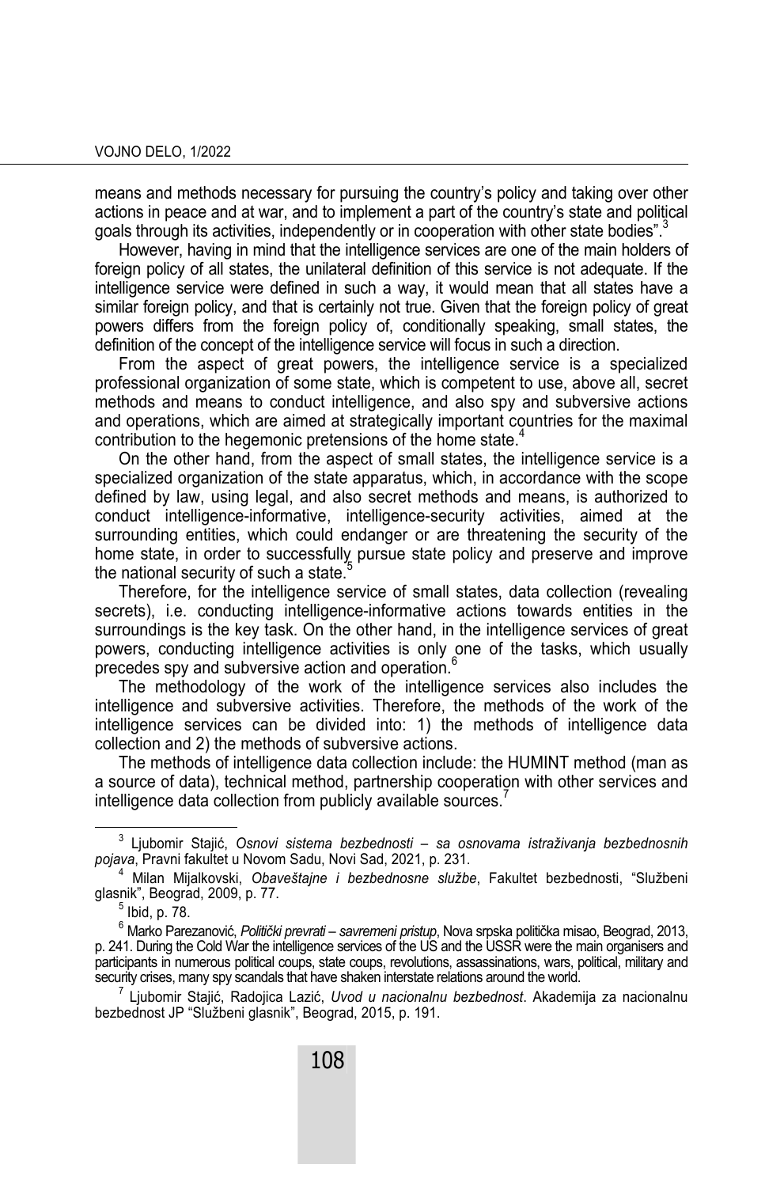means and methods necessary for pursuing the country's policy and taking over other actions in peace and at war, and to implement a part of the country's state and political goals through its activities, independently or in cooperation with other state bodies".[3]

However, having in mind that the intelligence services are one of the main holders of foreign policy of all states, the unilateral definition of this service is not adequate. If the intelligence service were defined in such a way, it would mean that all states have a similar foreign policy, and that is certainly not true. Given that the foreign policy of great powers differs from the foreign policy of, conditionally speaking, small states, the definition of the concept of the intelligence service will focus in such a direction.

From the aspect of great powers, the intelligence service is a specialized professional organization of some state, which is competent to use, above all, secret methods and means to conduct intelligence, and also spy and subversive actions and operations, which are aimed at strategically important countries for the maximal contribution to the hegemonic pretensions of the home state.[4]

On the other hand, from the aspect of small states, the intelligence service is a specialized organization of the state apparatus, which, in accordance with the scope defined by law, using legal, and also secret methods and means, is authorized to conduct intelligence-informative, intelligence-security activities, aimed at the surrounding entities, which could endanger or are threatening the security of the home state, in order to successfully pursue state policy and preserve and improve the national security of such a state.[5]

Therefore, for the intelligence service of small states, data collection (revealing secrets), i.e. conducting intelligence-informative actions towards entities in the surroundings is the key task. On the other hand, in the intelligence services of great powers, conducting intelligence activities is only one of the tasks, which usually precedes spy and subversive action and operation.[6]

The methodology of the work of the intelligence services also includes the intelligence and subversive activities. Therefore, the methods of the work of the intelligence services can be divided into: 1) the methods of intelligence data collection and 2) the methods of subversive actions.

The methods of intelligence data collection include: the HUMINT method (man as a source of data), technical method, partnership cooperation with other services and intelligence data collection from publicly available sources.[7]

---

[3] Ljubomir Stajić, *Osnovi sistema bezbednosti – sa osnovama istraživanja bezbednosnih pojava*, Pravni fakultet u Novom Sadu, Novi Sad, 2021, p. 231.

[4] Milan Mijalkovski, *Obaveštajne i bezbednosne službe*, Fakultet bezbednosti, "Službeni glasnik", Beograd, 2009, p. 77.

[5] Ibid, p. 78.

[6] Marko Parezanović, *Politički prevrati – savremeni pristup*, Nova srpska politička misao, Beograd, 2013, p. 241. During the Cold War the intelligence services of the US and the USSR were the main organisers and participants in numerous political coups, state coups, revolutions, assassinations, wars, political, military and security crises, many spy scandals that have shaken interstate relations around the world.

[7] Ljubomir Stajić, Radojica Lazić, *Uvod u nacionalnu bezbednost*. Akademija za nacionalnu bezbednost JP "Službeni glasnik", Beograd, 2015, p. 191.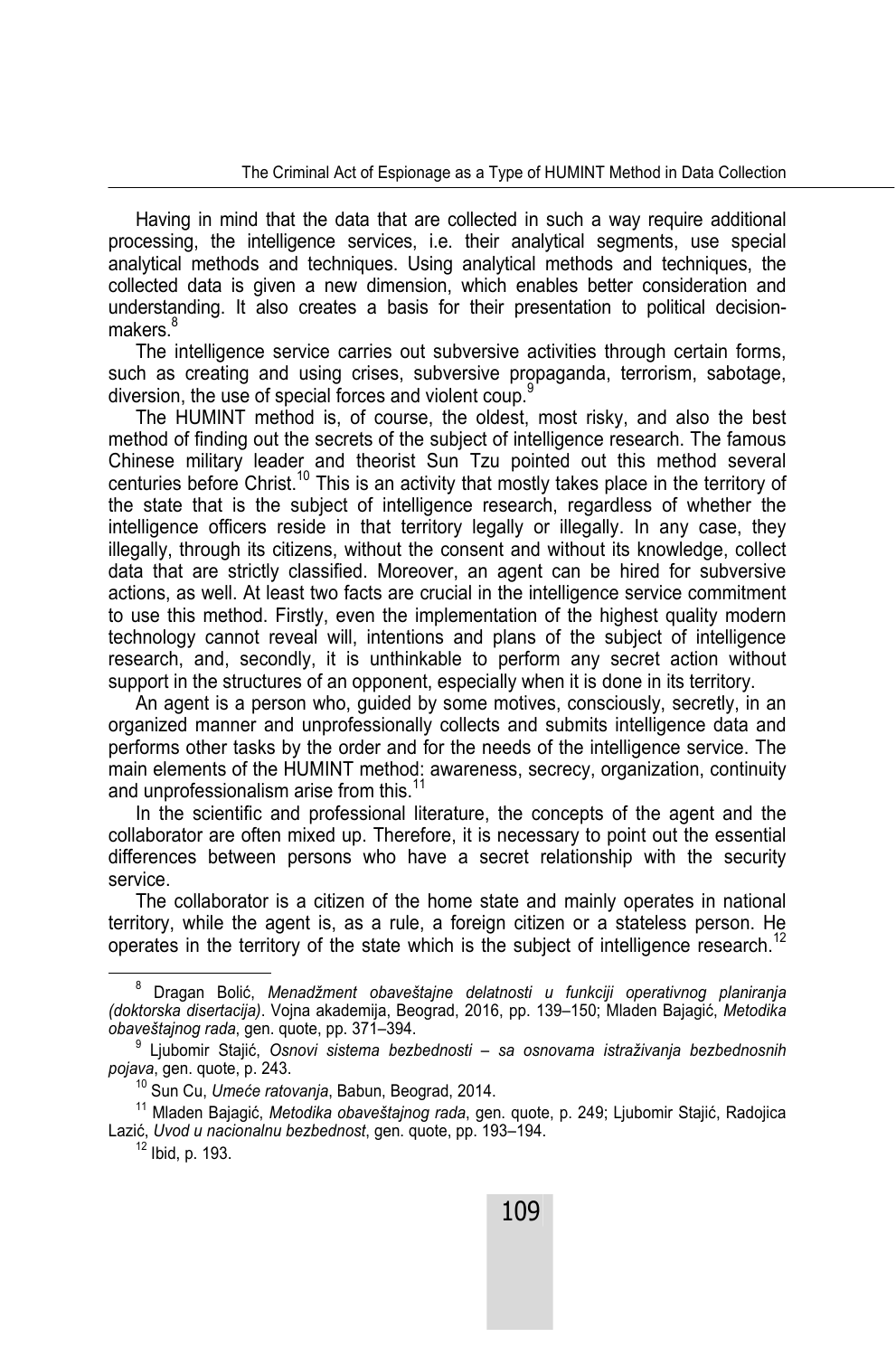Having in mind that the data that are collected in such a way require additional processing, the intelligence services, i.e. their analytical segments, use special analytical methods and techniques. Using analytical methods and techniques, the collected data is given a new dimension, which enables better consideration and understanding. It also creates a basis for their presentation to political decision-makers.[8]

The intelligence service carries out subversive activities through certain forms, such as creating and using crises, subversive propaganda, terrorism, sabotage, diversion, the use of special forces and violent coup.[9]

The HUMINT method is, of course, the oldest, most risky, and also the best method of finding out the secrets of the subject of intelligence research. The famous Chinese military leader and theorist Sun Tzu pointed out this method several centuries before Christ.[10] This is an activity that mostly takes place in the territory of the state that is the subject of intelligence research, regardless of whether the intelligence officers reside in that territory legally or illegally. In any case, they illegally, through its citizens, without the consent and without its knowledge, collect data that are strictly classified. Moreover, an agent can be hired for subversive actions, as well. At least two facts are crucial in the intelligence service commitment to use this method. Firstly, even the implementation of the highest quality modern technology cannot reveal will, intentions and plans of the subject of intelligence research, and, secondly, it is unthinkable to perform any secret action without support in the structures of an opponent, especially when it is done in its territory.

An agent is a person who, guided by some motives, consciously, secretly, in an organized manner and unprofessionally collects and submits intelligence data and performs other tasks by the order and for the needs of the intelligence service. The main elements of the HUMINT method: awareness, secrecy, organization, continuity and unprofessionalism arise from this.[11]

In the scientific and professional literature, the concepts of the agent and the collaborator are often mixed up. Therefore, it is necessary to point out the essential differences between persons who have a secret relationship with the security service.

The collaborator is a citizen of the home state and mainly operates in national territory, while the agent is, as a rule, a foreign citizen or a stateless person. He operates in the territory of the state which is the subject of intelligence research.[12]

---

[8] Dragan Bolić, *Menadžment obaveštajne delatnosti u funkciji operativnog planiranja (doktorska disertacija)*. Vojna akademija, Beograd, 2016, pp. 139–150; Mladen Bajagić, *Metodika obaveštajnog rada*, gen. quote, pp. 371–394.

[9] Ljubomir Stajić, *Osnovi sistema bezbednosti – sa osnovama istraživanja bezbednosnih pojava*, gen. quote, p. 243.

[10] Sun Cu, *Umeće ratovanja*, Babun, Beograd, 2014.

[11] Mladen Bajagić, *Metodika obaveštajnog rada*, gen. quote, p. 249; Ljubomir Stajić, Radojica Lazić, *Uvod u nacionalnu bezbednost*, gen. quote, pp. 193–194.

[12] Ibid, p. 193.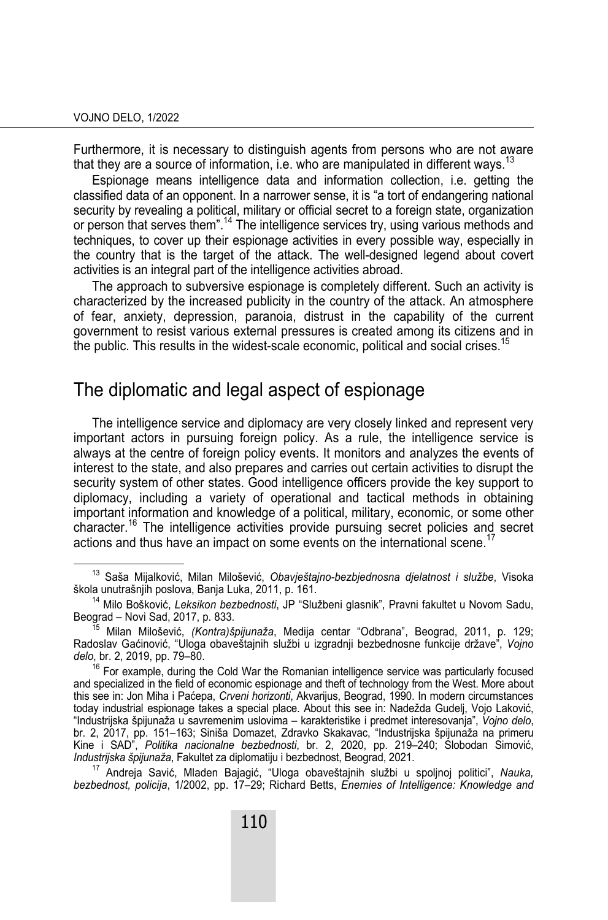Furthermore, it is necessary to distinguish agents from persons who are not aware that they are a source of information, i.e. who are manipulated in different ways.[13]

Espionage means intelligence data and information collection, i.e. getting the classified data of an opponent. In a narrower sense, it is "a tort of endangering national security by revealing a political, military or official secret to a foreign state, organization or person that serves them".[14] The intelligence services try, using various methods and techniques, to cover up their espionage activities in every possible way, especially in the country that is the target of the attack. The well-designed legend about covert activities is an integral part of the intelligence activities abroad.

The approach to subversive espionage is completely different. Such an activity is characterized by the increased publicity in the country of the attack. An atmosphere of fear, anxiety, depression, paranoia, distrust in the capability of the current government to resist various external pressures is created among its citizens and in the public. This results in the widest-scale economic, political and social crises.[15]

## The diplomatic and legal aspect of espionage

The intelligence service and diplomacy are very closely linked and represent very important actors in pursuing foreign policy. As a rule, the intelligence service is always at the centre of foreign policy events. It monitors and analyzes the events of interest to the state, and also prepares and carries out certain activities to disrupt the security system of other states. Good intelligence officers provide the key support to diplomacy, including a variety of operational and tactical methods in obtaining important information and knowledge of a political, military, economic, or some other character.[16] The intelligence activities provide pursuing secret policies and secret actions and thus have an impact on some events on the international scene.[17]

---

[13] Saša Mijalković, Milan Milošević, *Obavještajno-bezbjednosna djelatnost i službe*, Visoka škola unutrašnjih poslova, Banja Luka, 2011, p. 161.

[14] Milo Bošković, *Leksikon bezbednosti*, JP "Službeni glasnik", Pravni fakultet u Novom Sadu, Beograd – Novi Sad, 2017, p. 833.

[15] Milan Milošević, *(Kontra)špijunaža*, Medija centar "Odbrana", Beograd, 2011, p. 129; Radoslav Gaćinović, "Uloga obaveštajnih službi u izgradnji bezbednosne funkcije države", *Vojno delo*, br. 2, 2019, pp. 79–80.

[16] For example, during the Cold War the Romanian intelligence service was particularly focused and specialized in the field of economic espionage and theft of technology from the West. More about this see in: Jon Miha i Paćepa, *Crveni horizonti*, Akvarijus, Beograd, 1990. In modern circumstances today industrial espionage takes a special place. About this see in: Nadežda Gudelj, Vojo Laković, "Industrijska špijunaža u savremenim uslovima – karakteristike i predmet interesovanja", *Vojno delo*, br. 2, 2017, pp. 151–163; Siniša Domazet, Zdravko Skakavac, "Industrijska špijunaža na primeru Kine i SAD", *Politika nacionalne bezbednosti*, br. 2, 2020, pp. 219–240; Slobodan Simović, *Industrijska špijunaža*, Fakultet za diplomatiju i bezbednost, Beograd, 2021.

[17] Andreja Savić, Mladen Bajagić, "Uloga obaveštajnih službi u spoljnoj politici", *Nauka, bezbednost, policija*, 1/2002, pp. 17–29; Richard Betts, *Enemies of Intelligence: Knowledge and*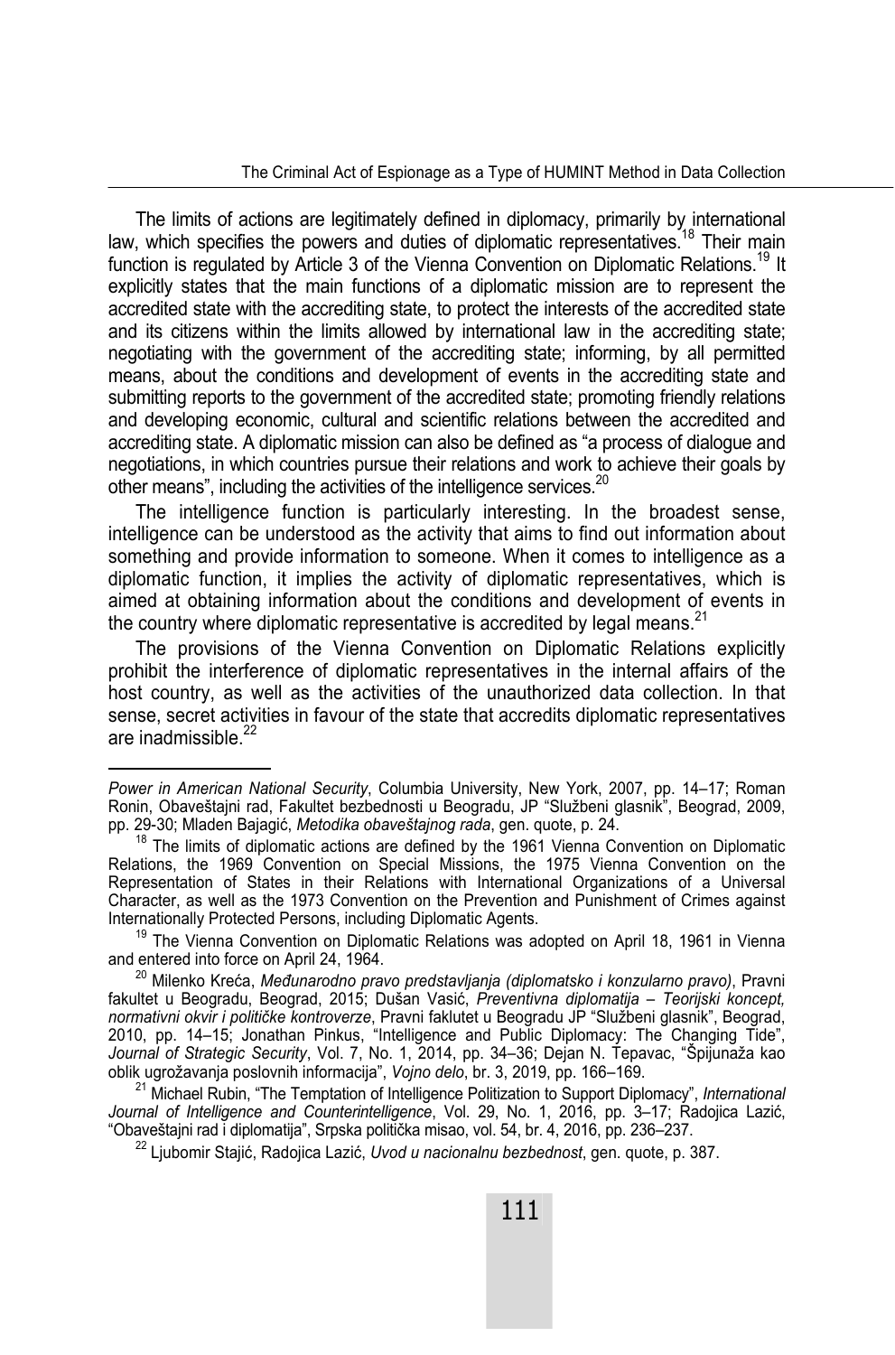The limits of actions are legitimately defined in diplomacy, primarily by international law, which specifies the powers and duties of diplomatic representatives.[18] Their main function is regulated by Article 3 of the Vienna Convention on Diplomatic Relations.[19] It explicitly states that the main functions of a diplomatic mission are to represent the accredited state with the accrediting state, to protect the interests of the accredited state and its citizens within the limits allowed by international law in the accrediting state; negotiating with the government of the accrediting state; informing, by all permitted means, about the conditions and development of events in the accrediting state and submitting reports to the government of the accredited state; promoting friendly relations and developing economic, cultural and scientific relations between the accredited and accrediting state. A diplomatic mission can also be defined as "a process of dialogue and negotiations, in which countries pursue their relations and work to achieve their goals by other means", including the activities of the intelligence services.[20]

The intelligence function is particularly interesting. In the broadest sense, intelligence can be understood as the activity that aims to find out information about something and provide information to someone. When it comes to intelligence as a diplomatic function, it implies the activity of diplomatic representatives, which is aimed at obtaining information about the conditions and development of events in the country where diplomatic representative is accredited by legal means.[21]

The provisions of the Vienna Convention on Diplomatic Relations explicitly prohibit the interference of diplomatic representatives in the internal affairs of the host country, as well as the activities of the unauthorized data collection. In that sense, secret activities in favour of the state that accredits diplomatic representatives are inadmissible.[22]

---

*Power in American National Security*, Columbia University, New York, 2007, pp. 14–17; Roman Ronin, Obaveštajni rad, Fakultet bezbednosti u Beogradu, JP "Službeni glasnik", Beograd, 2009, pp. 29-30; Mladen Bajagić, *Metodika obaveštajnog rada*, gen. quote, p. 24.

[18] The limits of diplomatic actions are defined by the 1961 Vienna Convention on Diplomatic Relations, the 1969 Convention on Special Missions, the 1975 Vienna Convention on the Representation of States in their Relations with International Organizations of a Universal Character, as well as the 1973 Convention on the Prevention and Punishment of Crimes against Internationally Protected Persons, including Diplomatic Agents.

[19] The Vienna Convention on Diplomatic Relations was adopted on April 18, 1961 in Vienna and entered into force on April 24, 1964.

[20] Milenko Kreća, *Međunarodno pravo predstavljanja (diplomatsko i konzularno pravo)*, Pravni fakultet u Beogradu, Beograd, 2015; Dušan Vasić, *Preventivna diplomatija – Teorijski koncept, normativni okvir i političke kontroverze*, Pravni faklutet u Beogradu JP "Službeni glasnik", Beograd, 2010, pp. 14–15; Jonathan Pinkus, "Intelligence and Public Diplomacy: The Changing Tide", *Journal of Strategic Security*, Vol. 7, No. 1, 2014, pp. 34–36; Dejan N. Tepavac, "Špijunaža kao oblik ugrožavanja poslovnih informacija", *Vojno delo*, br. 3, 2019, pp. 166–169.

[21] Michael Rubin, "The Temptation of Intelligence Politization to Support Diplomacy", *International Journal of Intelligence and Counterintelligence*, Vol. 29, No. 1, 2016, pp. 3–17; Radojica Lazić, "Obaveštajni rad i diplomatija", Srpska politička misao, vol. 54, br. 4, 2016, pp. 236–237.

[22] Ljubomir Stajić, Radojica Lazić, *Uvod u nacionalnu bezbednost*, gen. quote, p. 387.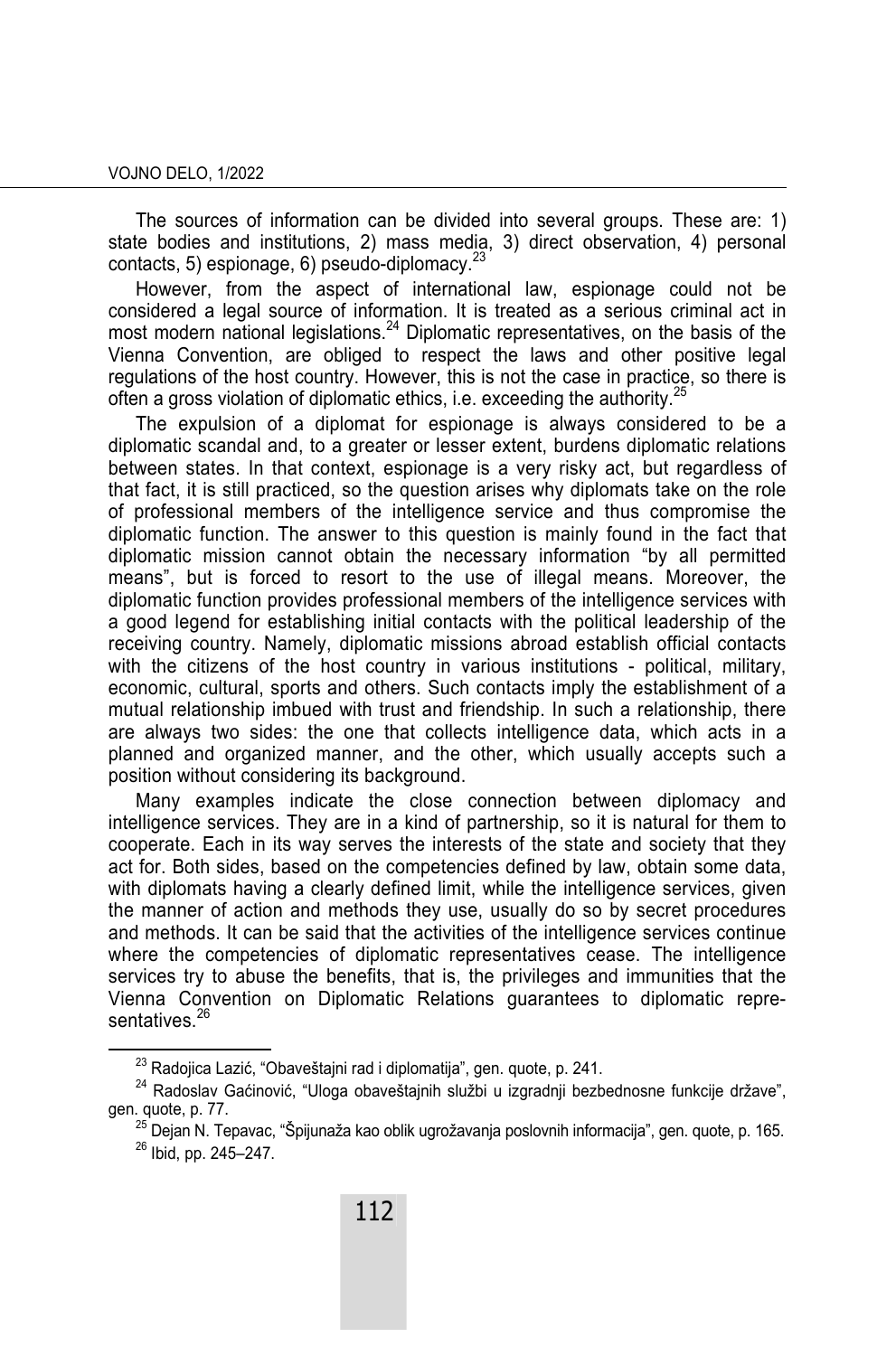The sources of information can be divided into several groups. These are: 1) state bodies and institutions, 2) mass media, 3) direct observation, 4) personal contacts, 5) espionage, 6) pseudo-diplomacy.[23]

However, from the aspect of international law, espionage could not be considered a legal source of information. It is treated as a serious criminal act in most modern national legislations.[24] Diplomatic representatives, on the basis of the Vienna Convention, are obliged to respect the laws and other positive legal regulations of the host country. However, this is not the case in practice, so there is often a gross violation of diplomatic ethics, i.e. exceeding the authority.[25]

The expulsion of a diplomat for espionage is always considered to be a diplomatic scandal and, to a greater or lesser extent, burdens diplomatic relations between states. In that context, espionage is a very risky act, but regardless of that fact, it is still practiced, so the question arises why diplomats take on the role of professional members of the intelligence service and thus compromise the diplomatic function. The answer to this question is mainly found in the fact that diplomatic mission cannot obtain the necessary information "by all permitted means", but is forced to resort to the use of illegal means. Moreover, the diplomatic function provides professional members of the intelligence services with a good legend for establishing initial contacts with the political leadership of the receiving country. Namely, diplomatic missions abroad establish official contacts with the citizens of the host country in various institutions - political, military, economic, cultural, sports and others. Such contacts imply the establishment of a mutual relationship imbued with trust and friendship. In such a relationship, there are always two sides: the one that collects intelligence data, which acts in a planned and organized manner, and the other, which usually accepts such a position without considering its background.

Many examples indicate the close connection between diplomacy and intelligence services. They are in a kind of partnership, so it is natural for them to cooperate. Each in its way serves the interests of the state and society that they act for. Both sides, based on the competencies defined by law, obtain some data, with diplomats having a clearly defined limit, while the intelligence services, given the manner of action and methods they use, usually do so by secret procedures and methods. It can be said that the activities of the intelligence services continue where the competencies of diplomatic representatives cease. The intelligence services try to abuse the benefits, that is, the privileges and immunities that the Vienna Convention on Diplomatic Relations guarantees to diplomatic representatives.[26]

---

[23] Radojica Lazić, "Obaveštajni rad i diplomatija", gen. quote, p. 241.

[24] Radoslav Gaćinović, "Uloga obaveštajnih službi u izgradnji bezbednosne funkcije države", gen. quote, p. 77.

[25] Dejan N. Tepavac, "Špijunaža kao oblik ugrožavanja poslovnih informacija", gen. quote, p. 165.

[26] Ibid, pp. 245–247.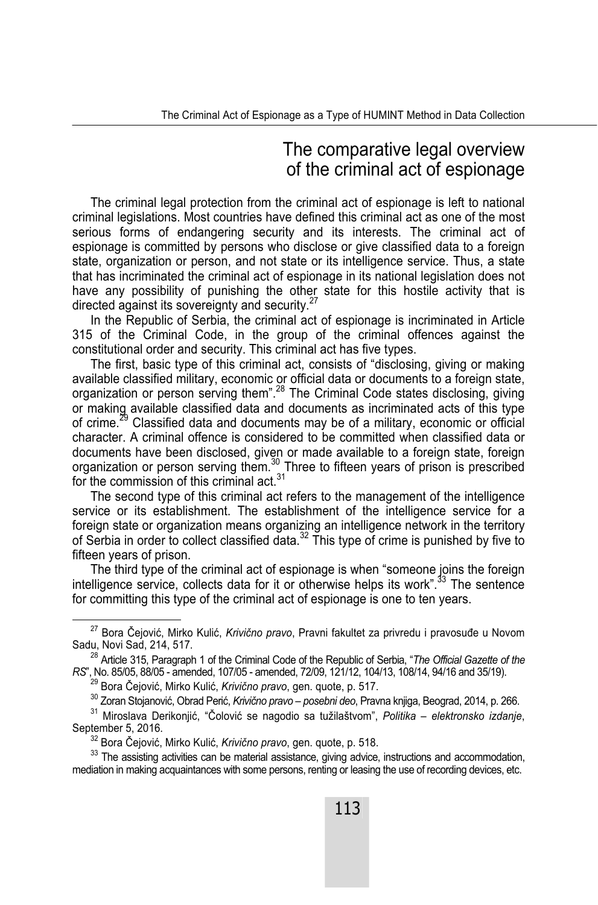## The comparative legal overview of the criminal act of espionage

The criminal legal protection from the criminal act of espionage is left to national criminal legislations. Most countries have defined this criminal act as one of the most serious forms of endangering security and its interests. The criminal act of espionage is committed by persons who disclose or give classified data to a foreign state, organization or person, and not state or its intelligence service. Thus, a state that has incriminated the criminal act of espionage in its national legislation does not have any possibility of punishing the other state for this hostile activity that is directed against its sovereignty and security.[27]

In the Republic of Serbia, the criminal act of espionage is incriminated in Article 315 of the Criminal Code, in the group of the criminal offences against the constitutional order and security. This criminal act has five types.

The first, basic type of this criminal act, consists of "disclosing, giving or making available classified military, economic or official data or documents to a foreign state, organization or person serving them".[28] The Criminal Code states disclosing, giving or making available classified data and documents as incriminated acts of this type of crime.[29] Classified data and documents may be of a military, economic or official character. A criminal offence is considered to be committed when classified data or documents have been disclosed, given or made available to a foreign state, foreign organization or person serving them.[30] Three to fifteen years of prison is prescribed for the commission of this criminal act.[31]

The second type of this criminal act refers to the management of the intelligence service or its establishment. The establishment of the intelligence service for a foreign state or organization means organizing an intelligence network in the territory of Serbia in order to collect classified data.[32] This type of crime is punished by five to fifteen years of prison.

The third type of the criminal act of espionage is when "someone joins the foreign intelligence service, collects data for it or otherwise helps its work".[33] The sentence for committing this type of the criminal act of espionage is one to ten years.

---

[27] Bora Čejović, Mirko Kulić, *Krivično pravo*, Pravni fakultet za privredu i pravosuđe u Novom Sadu, Novi Sad, 214, 517.

[28] Article 315, Paragraph 1 of the Criminal Code of the Republic of Serbia, "*The Official Gazette of the RS*", No. 85/05, 88/05 - amended, 107/05 - amended, 72/09, 121/12, 104/13, 108/14, 94/16 and 35/19).

[29] Bora Čejović, Mirko Kulić, *Krivično pravo*, gen. quote, p. 517.

[30] Zoran Stojanović, Obrad Perić, *Krivično pravo – posebni deo*, Pravna knjiga, Beograd, 2014, p. 266.

[31] Miroslava Derikonjić, "Čolović se nagodio sa tužilaštvom", *Politika – elektronsko izdanje*, September 5, 2016.

[32] Bora Čejović, Mirko Kulić, *Krivično pravo*, gen. quote, p. 518.

[33] The assisting activities can be material assistance, giving advice, instructions and accommodation, mediation in making acquaintances with some persons, renting or leasing the use of recording devices, etc.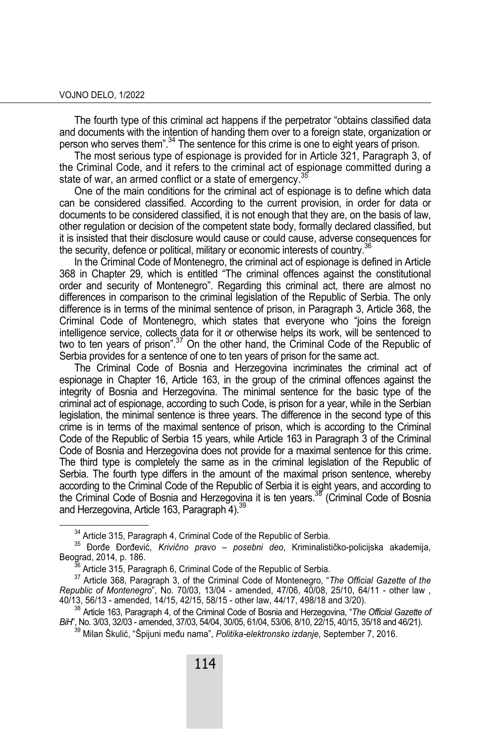The fourth type of this criminal act happens if the perpetrator "obtains classified data and documents with the intention of handing them over to a foreign state, organization or person who serves them".[34] The sentence for this crime is one to eight years of prison.

The most serious type of espionage is provided for in Article 321, Paragraph 3, of the Criminal Code, and it refers to the criminal act of espionage committed during a state of war, an armed conflict or a state of emergency.[35]

One of the main conditions for the criminal act of espionage is to define which data can be considered classified. According to the current provision, in order for data or documents to be considered classified, it is not enough that they are, on the basis of law, other regulation or decision of the competent state body, formally declared classified, but it is insisted that their disclosure would cause or could cause, adverse consequences for the security, defence or political, military or economic interests of country.[36]

In the Criminal Code of Montenegro, the criminal act of espionage is defined in Article 368 in Chapter 29, which is entitled "The criminal offences against the constitutional order and security of Montenegro". Regarding this criminal act, there are almost no differences in comparison to the criminal legislation of the Republic of Serbia. The only difference is in terms of the minimal sentence of prison, in Paragraph 3, Article 368, the Criminal Code of Montenegro, which states that everyone who "joins the foreign intelligence service, collects data for it or otherwise helps its work, will be sentenced to two to ten years of prison".[37] On the other hand, the Criminal Code of the Republic of Serbia provides for a sentence of one to ten years of prison for the same act.

The Criminal Code of Bosnia and Herzegovina incriminates the criminal act of espionage in Chapter 16, Article 163, in the group of the criminal offences against the integrity of Bosnia and Herzegovina. The minimal sentence for the basic type of the criminal act of espionage, according to such Code, is prison for a year, while in the Serbian legislation, the minimal sentence is three years. The difference in the second type of this crime is in terms of the maximal sentence of prison, which is according to the Criminal Code of the Republic of Serbia 15 years, while Article 163 in Paragraph 3 of the Criminal Code of Bosnia and Herzegovina does not provide for a maximal sentence for this crime. The third type is completely the same as in the criminal legislation of the Republic of Serbia. The fourth type differs in the amount of the maximal prison sentence, whereby according to the Criminal Code of the Republic of Serbia it is eight years, and according to the Criminal Code of Bosnia and Herzegovina it is ten years.[38] (Criminal Code of Bosnia and Herzegovina, Article 163, Paragraph 4).[39]

---

[34] Article 315, Paragraph 4, Criminal Code of the Republic of Serbia.

[35] Đorđe Đorđević, *Krivično pravo – posebni deo*, Kriminalističko-policijska akademija, Beograd, 2014, p. 186.

[36] Article 315, Paragraph 6, Criminal Code of the Republic of Serbia.

[37] Article 368, Paragraph 3, of the Criminal Code of Montenegro, "*The Official Gazette of the Republic of Montenegro*", No. 70/03, 13/04 - amended, 47/06, 40/08, 25/10, 64/11 - other law , 40/13, 56/13 - amended, 14/15, 42/15, 58/15 - other law, 44/17, 498/18 and 3/20).

[38] Article 163, Paragraph 4, of the Criminal Code of Bosnia and Herzegovina, "*The Official Gazette of BiH*", No. 3/03, 32/03 - amended, 37/03, 54/04, 30/05, 61/04, 53/06, 8/10, 22/15, 40/15, 35/18 and 46/21).

[39] Milan Škulić, "Špijuni među nama", *Politika-elektronsko izdanje*, September 7, 2016.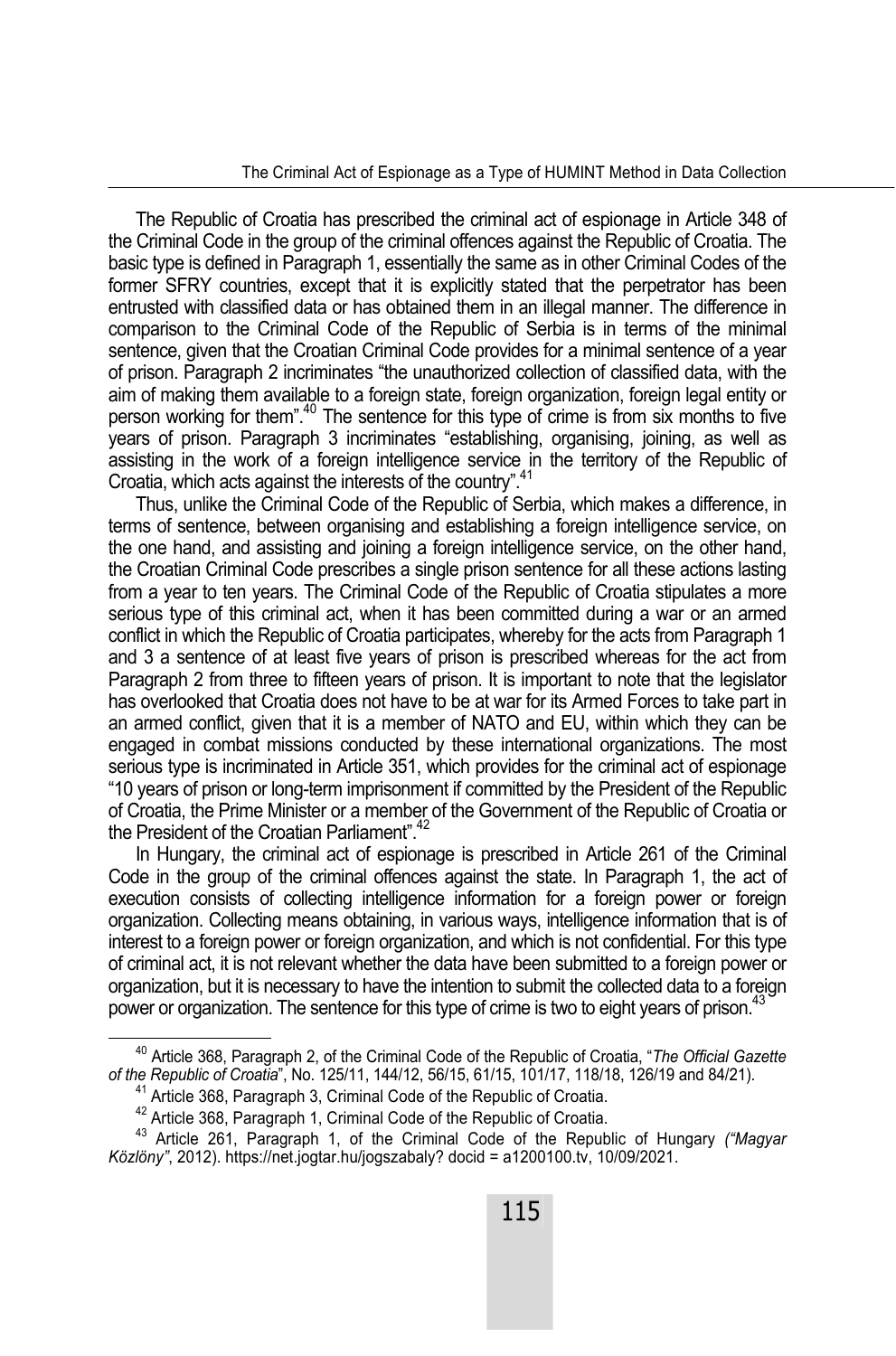The Republic of Croatia has prescribed the criminal act of espionage in Article 348 of the Criminal Code in the group of the criminal offences against the Republic of Croatia. The basic type is defined in Paragraph 1, essentially the same as in other Criminal Codes of the former SFRY countries, except that it is explicitly stated that the perpetrator has been entrusted with classified data or has obtained them in an illegal manner. The difference in comparison to the Criminal Code of the Republic of Serbia is in terms of the minimal sentence, given that the Croatian Criminal Code provides for a minimal sentence of a year of prison. Paragraph 2 incriminates "the unauthorized collection of classified data, with the aim of making them available to a foreign state, foreign organization, foreign legal entity or person working for them".[40] The sentence for this type of crime is from six months to five years of prison. Paragraph 3 incriminates "establishing, organising, joining, as well as assisting in the work of a foreign intelligence service in the territory of the Republic of Croatia, which acts against the interests of the country".[41]

Thus, unlike the Criminal Code of the Republic of Serbia, which makes a difference, in terms of sentence, between organising and establishing a foreign intelligence service, on the one hand, and assisting and joining a foreign intelligence service, on the other hand, the Croatian Criminal Code prescribes a single prison sentence for all these actions lasting from a year to ten years. The Criminal Code of the Republic of Croatia stipulates a more serious type of this criminal act, when it has been committed during a war or an armed conflict in which the Republic of Croatia participates, whereby for the acts from Paragraph 1 and 3 a sentence of at least five years of prison is prescribed whereas for the act from Paragraph 2 from three to fifteen years of prison. It is important to note that the legislator has overlooked that Croatia does not have to be at war for its Armed Forces to take part in an armed conflict, given that it is a member of NATO and EU, within which they can be engaged in combat missions conducted by these international organizations. The most serious type is incriminated in Article 351, which provides for the criminal act of espionage "10 years of prison or long-term imprisonment if committed by the President of the Republic of Croatia, the Prime Minister or a member of the Government of the Republic of Croatia or the President of the Croatian Parliament".[42]

In Hungary, the criminal act of espionage is prescribed in Article 261 of the Criminal Code in the group of the criminal offences against the state. In Paragraph 1, the act of execution consists of collecting intelligence information for a foreign power or foreign organization. Collecting means obtaining, in various ways, intelligence information that is of interest to a foreign power or foreign organization, and which is not confidential. For this type of criminal act, it is not relevant whether the data have been submitted to a foreign power or organization, but it is necessary to have the intention to submit the collected data to a foreign power or organization. The sentence for this type of crime is two to eight years of prison.[43]

---

[40] Article 368, Paragraph 2, of the Criminal Code of the Republic of Croatia, "*The Official Gazette of the Republic of Croatia*", No. 125/11, 144/12, 56/15, 61/15, 101/17, 118/18, 126/19 and 84/21).

[41] Article 368, Paragraph 3, Criminal Code of the Republic of Croatia.

[42] Article 368, Paragraph 1, Criminal Code of the Republic of Croatia.

[43] Article 261, Paragraph 1, of the Criminal Code of the Republic of Hungary *("Magyar Közlöny"*, 2012). https://net.jogtar.hu/jogszabaly? docid = a1200100.tv, 10/09/2021.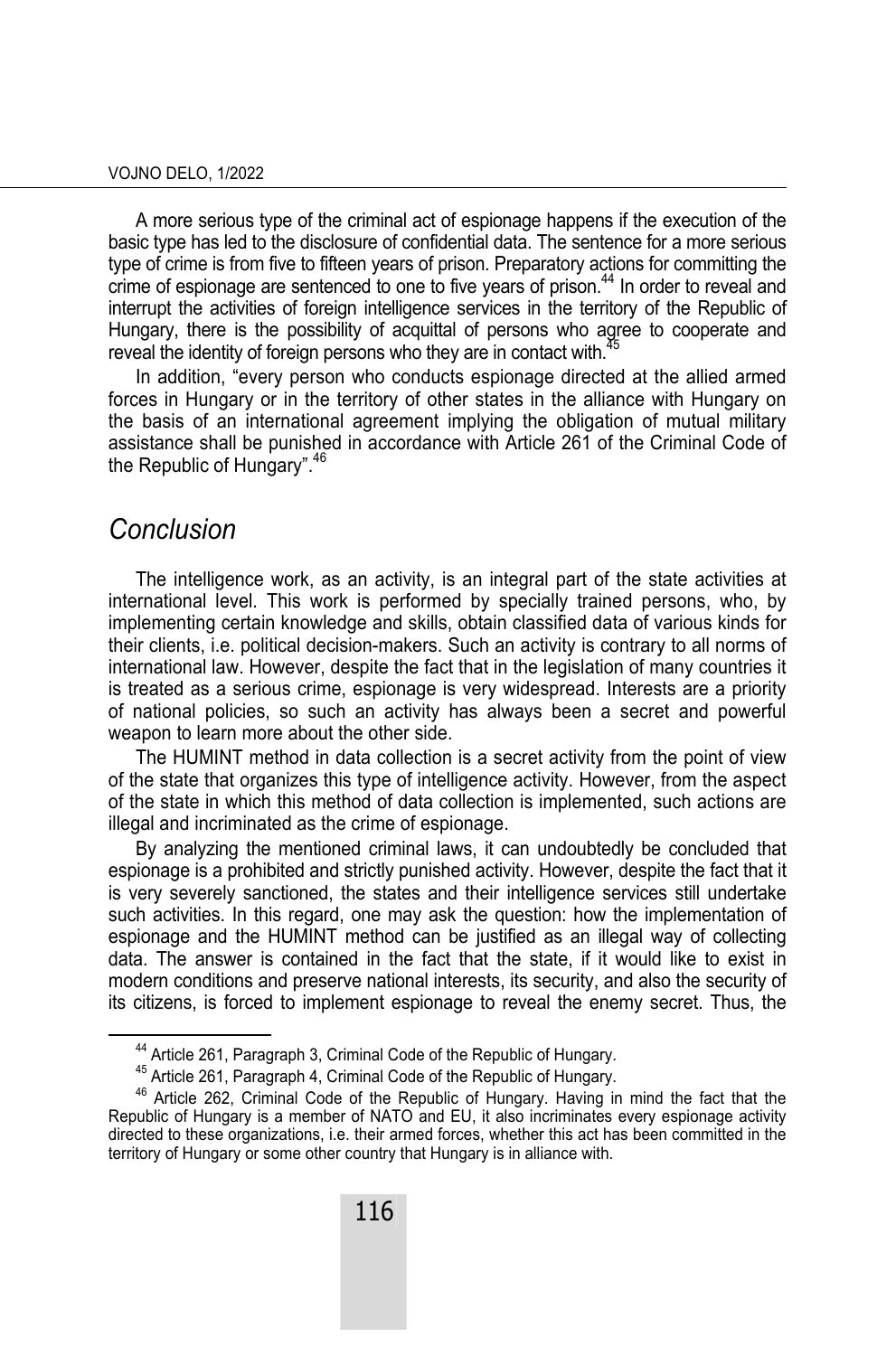A more serious type of the criminal act of espionage happens if the execution of the basic type has led to the disclosure of confidential data. The sentence for a more serious type of crime is from five to fifteen years of prison. Preparatory actions for committing the crime of espionage are sentenced to one to five years of prison.[44] In order to reveal and interrupt the activities of foreign intelligence services in the territory of the Republic of Hungary, there is the possibility of acquittal of persons who agree to cooperate and reveal the identity of foreign persons who they are in contact with.[45]

In addition, "every person who conducts espionage directed at the allied armed forces in Hungary or in the territory of other states in the alliance with Hungary on the basis of an international agreement implying the obligation of mutual military assistance shall be punished in accordance with Article 261 of the Criminal Code of the Republic of Hungary".[46]

## *Conclusion*

The intelligence work, as an activity, is an integral part of the state activities at international level. This work is performed by specially trained persons, who, by implementing certain knowledge and skills, obtain classified data of various kinds for their clients, i.e. political decision-makers. Such an activity is contrary to all norms of international law. However, despite the fact that in the legislation of many countries it is treated as a serious crime, espionage is very widespread. Interests are a priority of national policies, so such an activity has always been a secret and powerful weapon to learn more about the other side.

The HUMINT method in data collection is a secret activity from the point of view of the state that organizes this type of intelligence activity. However, from the aspect of the state in which this method of data collection is implemented, such actions are illegal and incriminated as the crime of espionage.

By analyzing the mentioned criminal laws, it can undoubtedly be concluded that espionage is a prohibited and strictly punished activity. However, despite the fact that it is very severely sanctioned, the states and their intelligence services still undertake such activities. In this regard, one may ask the question: how the implementation of espionage and the HUMINT method can be justified as an illegal way of collecting data. The answer is contained in the fact that the state, if it would like to exist in modern conditions and preserve national interests, its security, and also the security of its citizens, is forced to implement espionage to reveal the enemy secret. Thus, the

---

[44] Article 261, Paragraph 3, Criminal Code of the Republic of Hungary.

[45] Article 261, Paragraph 4, Criminal Code of the Republic of Hungary.

[46] Article 262, Criminal Code of the Republic of Hungary. Having in mind the fact that the Republic of Hungary is a member of NATO and EU, it also incriminates every espionage activity directed to these organizations, i.e. their armed forces, whether this act has been committed in the territory of Hungary or some other country that Hungary is in alliance with.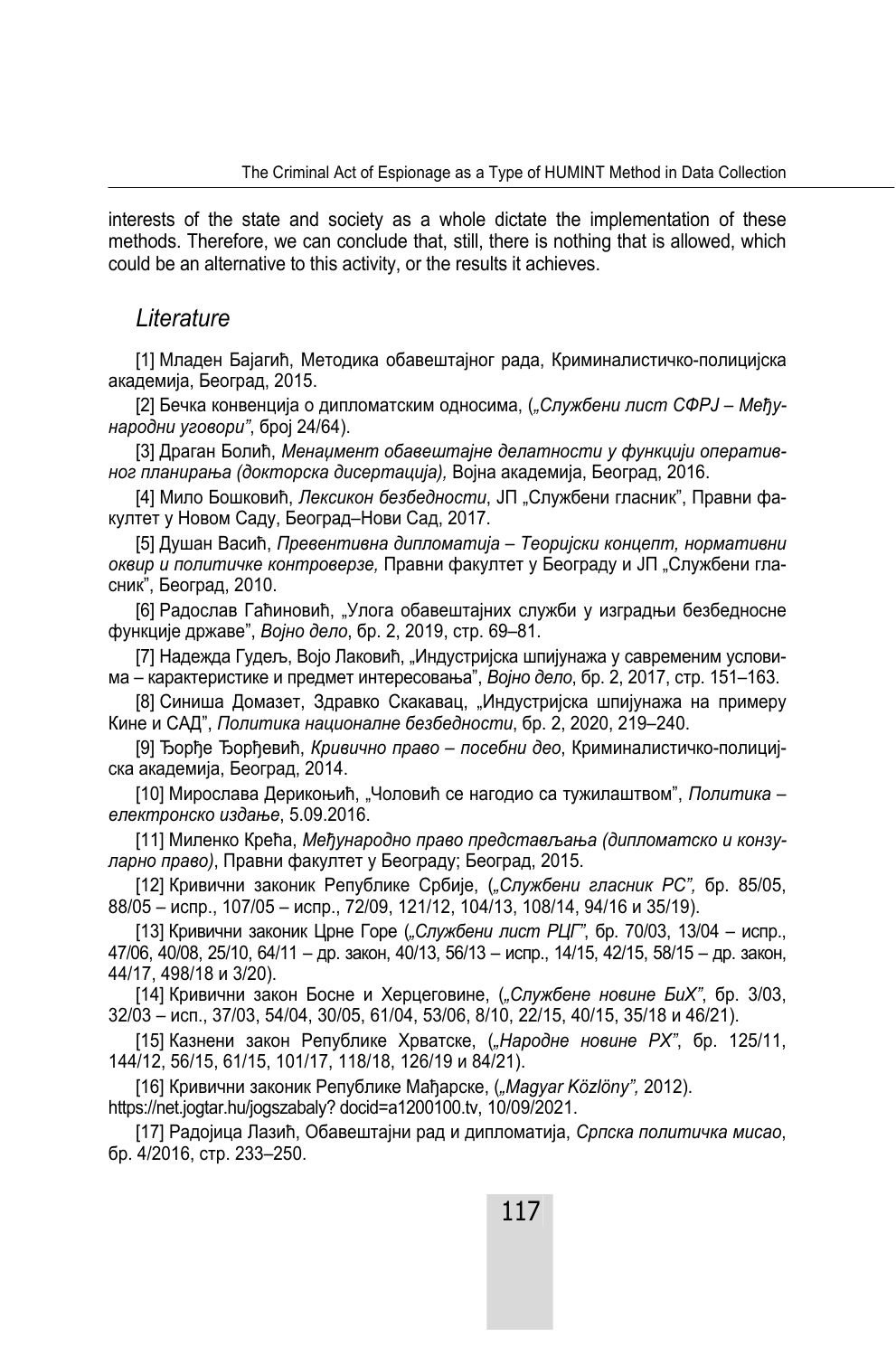interests of the state and society as a whole dictate the implementation of these methods. Therefore, we can conclude that, still, there is nothing that is allowed, which could be an alternative to this activity, or the results it achieves.

## *Literature*

[1] Младен Бајагић, Методика обавештајног рада, Криминалистичко-полицијска академија, Београд, 2015.

[2] Бечка конвенција о дипломатским односима, (*„Службени лист СФРЈ – Међународни уговори"*, број 24/64).

[3] Драган Болић, *Менаџмент обавештајне делатности у функцији оперативног планирања (докторска дисертација),* Војна академија, Београд, 2016.

[4] Мило Бошковић, *Лексикон безбедности*, ЈП „Службени гласник", Правни факултет у Новом Саду, Београд–Нови Сад, 2017.

[5] Душан Васић, *Превентивна дипломатија – Теоријски концепт, нормативни оквир и политичке контроверзе,* Правни факултет у Београду и ЈП „Службени гласник", Београд, 2010.

[6] Радослав Гаћиновић, „Улога обавештајних служби у изградњи безбедносне функције државе", *Војно дело*, бр. 2, 2019, стр. 69–81.

[7] Надежда Гудељ, Војо Лаковић, „Индустријска шпијунажа у савременим условима – карактеристике и предмет интересовања", *Војно дело*, бр. 2, 2017, стр. 151–163.

[8] Синиша Домазет, Здравко Скакавац, „Индустријска шпијунажа на примеру Кине и САД", *Политика националне безбедности*, бр. 2, 2020, 219–240.

[9] Ђорђе Ђорђевић, *Кривично право – посебни део*, Криминалистичко-полицијска академија, Београд, 2014.

[10] Мирослава Дерикоњић, „Чоловић се нагодио са тужилаштвом", *Политика – електронско издање*, 5.09.2016.

[11] Миленко Крећа, *Међународно право представљања (дипломатско и конзуларно право)*, Правни факултет у Београду; Београд, 2015.

[12] Кривични законик Републике Србије, (*„Службени гласник РС",* бр. 85/05, 88/05 – испр., 107/05 – испр., 72/09, 121/12, 104/13, 108/14, 94/16 и 35/19).

[13] Кривични законик Црне Горе (*„Службени лист РЦГ"*, бр. 70/03, 13/04 – испр., 47/06, 40/08, 25/10, 64/11 – др. закон, 40/13, 56/13 – испр., 14/15, 42/15, 58/15 – др. закон, 44/17, 498/18 и 3/20).

[14] Кривични закон Босне и Херцеговине, (*„Службене новине БиХ"*, бр. 3/03, 32/03 – исп., 37/03, 54/04, 30/05, 61/04, 53/06, 8/10, 22/15, 40/15, 35/18 и 46/21).

[15] Казнени закон Републике Хрватске, (*„Народне новине РХ"*, бр. 125/11, 144/12, 56/15, 61/15, 101/17, 118/18, 126/19 и 84/21).

[16] Кривични законик Републике Мађарске, (*„Magyar Közlöny",* 2012). https://net.jogtar.hu/jogszabaly? docid=a1200100.tv, 10/09/2021.

[17] Радојица Лазић, Обавештајни рад и дипломатија, *Српска политичка мисао*, бр. 4/2016, стр. 233–250.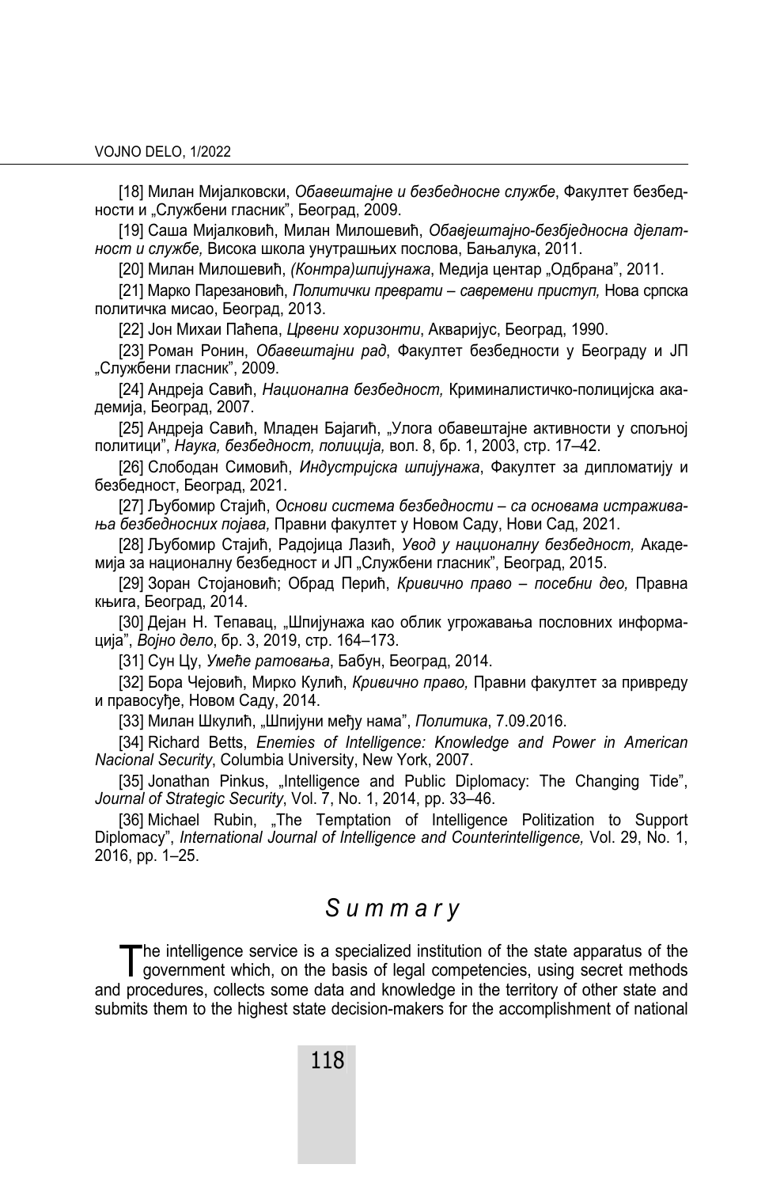[18] Милан Мијалковски, *Обавештајне и безбедносне службе*, Факултет безбедности и „Службени гласник", Београд, 2009.

[19] Саша Мијалковић, Милан Милошевић, *Обавјештајно-безбједносна дјелатност и службе,* Висока школа унутрашњих послова, Бањалука, 2011.

[20] Милан Милошевић, *(Контра)шпијунажа*, Медија центар „Одбрана", 2011.

[21] Марко Парезановић, *Политички преврати – савремени приступ,* Нова српска политичка мисао, Београд, 2013.

[22] Јон Михаи Паћепа, *Црвени хоризонти*, Акваријус, Београд, 1990.

[23] Роман Ронин, *Обавештајни рад*, Факултет безбедности у Београду и ЈП „Службени гласник", 2009.

[24] Андреја Савић, *Национална безбедност,* Криминалистичко-полицијска академија, Београд, 2007.

[25] Андреја Савић, Младен Бајагић, „Улога обавештајне активности у спољној политици", *Наука, безбедност, полиција,* вол. 8, бр. 1, 2003, стр. 17–42.

[26] Слободан Симовић, *Индустријска шпијунажа*, Факултет за дипломатију и безбедност, Београд, 2021.

[27] Љубомир Стајић, *Основи система безбедности – са основама истраживања безбедносних појава,* Правни факултет у Новом Саду, Нови Сад, 2021.

[28] Љубомир Стајић, Радојица Лазић, *Увод у националну безбедност,* Академија за националну безбедност и ЈП „Службени гласник", Београд, 2015.

[29] Зоран Стојановић; Обрад Перић, *Кривично право – посебни део,* Правна књига, Београд, 2014.

[30] Дејан Н. Тепавац, „Шпијунажа као облик угрожавања пословних информација", *Војно дело*, бр. 3, 2019, стр. 164–173.

[31] Сун Цу, *Умеће ратовања*, Бабун, Београд, 2014.

[32] Бора Чејовић, Мирко Кулић, *Кривично право,* Правни факултет за привреду и правосуђе, Новом Саду, 2014.

[33] Милан Шкулић, „Шпијуни међу нама", *Политика*, 7.09.2016.

[34] Richard Betts, *Enemies of Intelligence: Knowledge and Power in American Nacional Security*, Columbia University, New York, 2007.

[35] Jonathan Pinkus, „Intelligence and Public Diplomacy: The Changing Tide", *Journal of Strategic Security*, Vol. 7, No. 1, 2014, pp. 33–46.

[36] Michael Rubin, „The Temptation of Intelligence Politization to Support Diplomacy", *International Journal of Intelligence and Counterintelligence,* Vol. 29, No. 1, 2016, pp. 1–25.

## *Summary*

The intelligence service is a specialized institution of the state apparatus of the government which, on the basis of legal competencies, using secret methods and procedures, collects some data and knowledge in the territory of other state and submits them to the highest state decision-makers for the accomplishment of national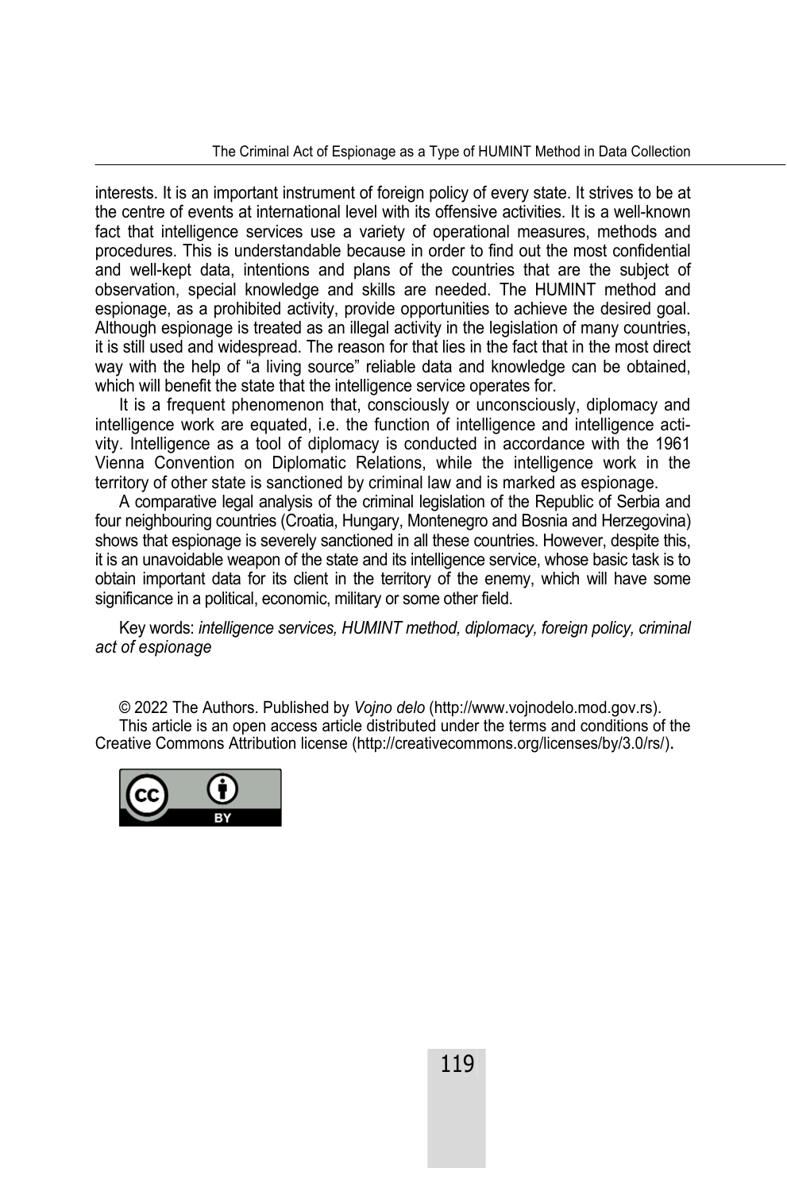interests. It is an important instrument of foreign policy of every state. It strives to be at the centre of events at international level with its offensive activities. It is a well-known fact that intelligence services use a variety of operational measures, methods and procedures. This is understandable because in order to find out the most confidential and well-kept data, intentions and plans of the countries that are the subject of observation, special knowledge and skills are needed. The HUMINT method and espionage, as a prohibited activity, provide opportunities to achieve the desired goal. Although espionage is treated as an illegal activity in the legislation of many countries, it is still used and widespread. The reason for that lies in the fact that in the most direct way with the help of "a living source" reliable data and knowledge can be obtained, which will benefit the state that the intelligence service operates for.

It is a frequent phenomenon that, consciously or unconsciously, diplomacy and intelligence work are equated, i.e. the function of intelligence and intelligence activity. Intelligence as a tool of diplomacy is conducted in accordance with the 1961 Vienna Convention on Diplomatic Relations, while the intelligence work in the territory of other state is sanctioned by criminal law and is marked as espionage.

A comparative legal analysis of the criminal legislation of the Republic of Serbia and four neighbouring countries (Croatia, Hungary, Montenegro and Bosnia and Herzegovina) shows that espionage is severely sanctioned in all these countries. However, despite this, it is an unavoidable weapon of the state and its intelligence service, whose basic task is to obtain important data for its client in the territory of the enemy, which will have some significance in a political, economic, military or some other field.

Key words: *intelligence services, HUMINT method, diplomacy, foreign policy, criminal act of espionage*

© 2022 The Authors. Published by *Vojno delo* (http://www.vojnodelo.mod.gov.rs).
This article is an open access article distributed under the terms and conditions of the Creative Commons Attribution license (http://creativecommons.org/licenses/by/3.0/rs/).